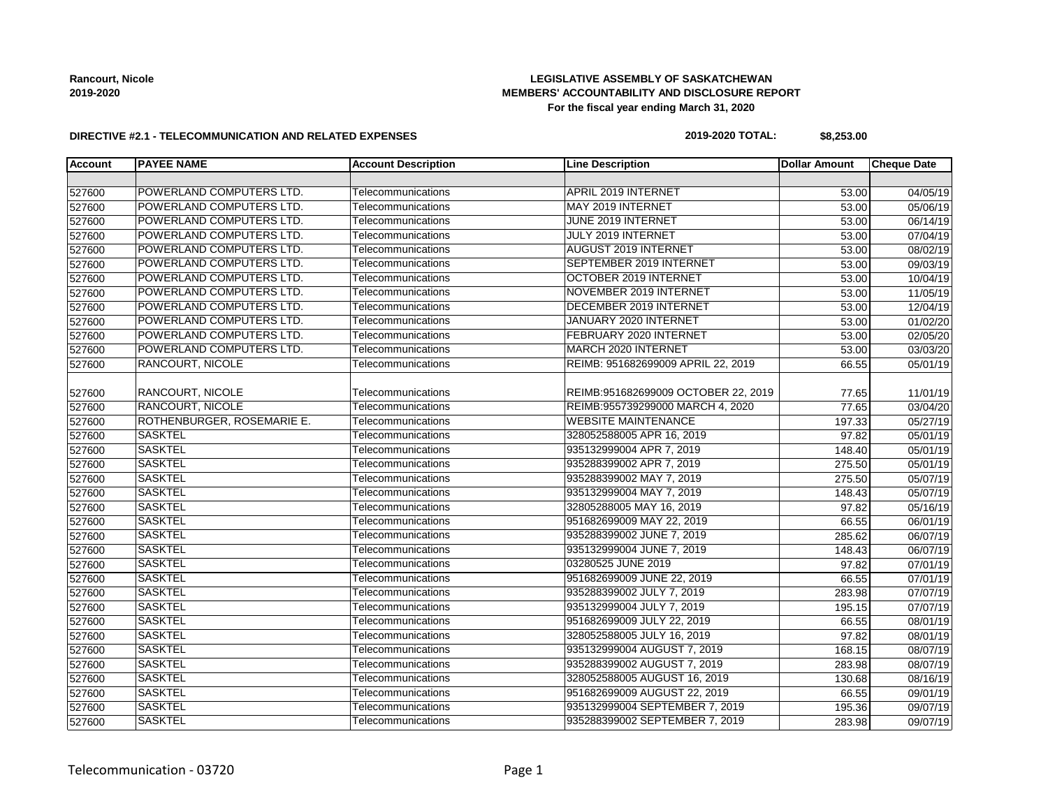**Rancourt, Nicole**
**2019-2020**

**LEGISLATIVE ASSEMBLY OF SASKATCHEWAN**
**MEMBERS' ACCOUNTABILITY AND DISCLOSURE REPORT**
**For the fiscal year ending March 31, 2020**

**DIRECTIVE #2.1 - TELECOMMUNICATION AND RELATED EXPENSES**

**2019-2020 TOTAL: $8,253.00**

| Account | PAYEE NAME | Account Description | Line Description | Dollar Amount | Cheque Date |
|---|---|---|---|---|---|
| | | | | | |
| 527600 | POWERLAND COMPUTERS LTD. | Telecommunications | APRIL 2019 INTERNET | 53.00 | 04/05/19 |
| 527600 | POWERLAND COMPUTERS LTD. | Telecommunications | MAY 2019 INTERNET | 53.00 | 05/06/19 |
| 527600 | POWERLAND COMPUTERS LTD. | Telecommunications | JUNE 2019 INTERNET | 53.00 | 06/14/19 |
| 527600 | POWERLAND COMPUTERS LTD. | Telecommunications | JULY 2019 INTERNET | 53.00 | 07/04/19 |
| 527600 | POWERLAND COMPUTERS LTD. | Telecommunications | AUGUST 2019 INTERNET | 53.00 | 08/02/19 |
| 527600 | POWERLAND COMPUTERS LTD. | Telecommunications | SEPTEMBER 2019 INTERNET | 53.00 | 09/03/19 |
| 527600 | POWERLAND COMPUTERS LTD. | Telecommunications | OCTOBER 2019 INTERNET | 53.00 | 10/04/19 |
| 527600 | POWERLAND COMPUTERS LTD. | Telecommunications | NOVEMBER 2019 INTERNET | 53.00 | 11/05/19 |
| 527600 | POWERLAND COMPUTERS LTD. | Telecommunications | DECEMBER 2019 INTERNET | 53.00 | 12/04/19 |
| 527600 | POWERLAND COMPUTERS LTD. | Telecommunications | JANUARY 2020 INTERNET | 53.00 | 01/02/20 |
| 527600 | POWERLAND COMPUTERS LTD. | Telecommunications | FEBRUARY 2020 INTERNET | 53.00 | 02/05/20 |
| 527600 | POWERLAND COMPUTERS LTD. | Telecommunications | MARCH 2020 INTERNET | 53.00 | 03/03/20 |
| 527600 | RANCOURT, NICOLE | Telecommunications | REIMB: 951682699009 APRIL 22, 2019 | 66.55 | 05/01/19 |
| 527600 | RANCOURT, NICOLE | Telecommunications | REIMB:951682699009 OCTOBER 22, 2019 | 77.65 | 11/01/19 |
| 527600 | RANCOURT, NICOLE | Telecommunications | REIMB:955739299000 MARCH 4, 2020 | 77.65 | 03/04/20 |
| 527600 | ROTHENBURGER, ROSEMARIE E. | Telecommunications | WEBSITE MAINTENANCE | 197.33 | 05/27/19 |
| 527600 | SASKTEL | Telecommunications | 328052588005 APR 16, 2019 | 97.82 | 05/01/19 |
| 527600 | SASKTEL | Telecommunications | 935132999004 APR 7, 2019 | 148.40 | 05/01/19 |
| 527600 | SASKTEL | Telecommunications | 935288399002 APR 7, 2019 | 275.50 | 05/01/19 |
| 527600 | SASKTEL | Telecommunications | 935288399002 MAY 7, 2019 | 275.50 | 05/07/19 |
| 527600 | SASKTEL | Telecommunications | 935132999004 MAY 7, 2019 | 148.43 | 05/07/19 |
| 527600 | SASKTEL | Telecommunications | 32805288005 MAY 16, 2019 | 97.82 | 05/16/19 |
| 527600 | SASKTEL | Telecommunications | 951682699009 MAY 22, 2019 | 66.55 | 06/01/19 |
| 527600 | SASKTEL | Telecommunications | 935288399002 JUNE 7, 2019 | 285.62 | 06/07/19 |
| 527600 | SASKTEL | Telecommunications | 935132999004 JUNE 7, 2019 | 148.43 | 06/07/19 |
| 527600 | SASKTEL | Telecommunications | 03280525 JUNE 2019 | 97.82 | 07/01/19 |
| 527600 | SASKTEL | Telecommunications | 951682699009 JUNE 22, 2019 | 66.55 | 07/01/19 |
| 527600 | SASKTEL | Telecommunications | 935288399002 JULY 7, 2019 | 283.98 | 07/07/19 |
| 527600 | SASKTEL | Telecommunications | 935132999004 JULY 7, 2019 | 195.15 | 07/07/19 |
| 527600 | SASKTEL | Telecommunications | 951682699009 JULY 22, 2019 | 66.55 | 08/01/19 |
| 527600 | SASKTEL | Telecommunications | 328052588005 JULY 16, 2019 | 97.82 | 08/01/19 |
| 527600 | SASKTEL | Telecommunications | 935132999004 AUGUST 7, 2019 | 168.15 | 08/07/19 |
| 527600 | SASKTEL | Telecommunications | 935288399002 AUGUST 7, 2019 | 283.98 | 08/07/19 |
| 527600 | SASKTEL | Telecommunications | 328052588005 AUGUST 16, 2019 | 130.68 | 08/16/19 |
| 527600 | SASKTEL | Telecommunications | 951682699009 AUGUST 22, 2019 | 66.55 | 09/01/19 |
| 527600 | SASKTEL | Telecommunications | 935132999004 SEPTEMBER 7, 2019 | 195.36 | 09/07/19 |
| 527600 | SASKTEL | Telecommunications | 935288399002 SEPTEMBER 7, 2019 | 283.98 | 09/07/19 |

Telecommunication - 03720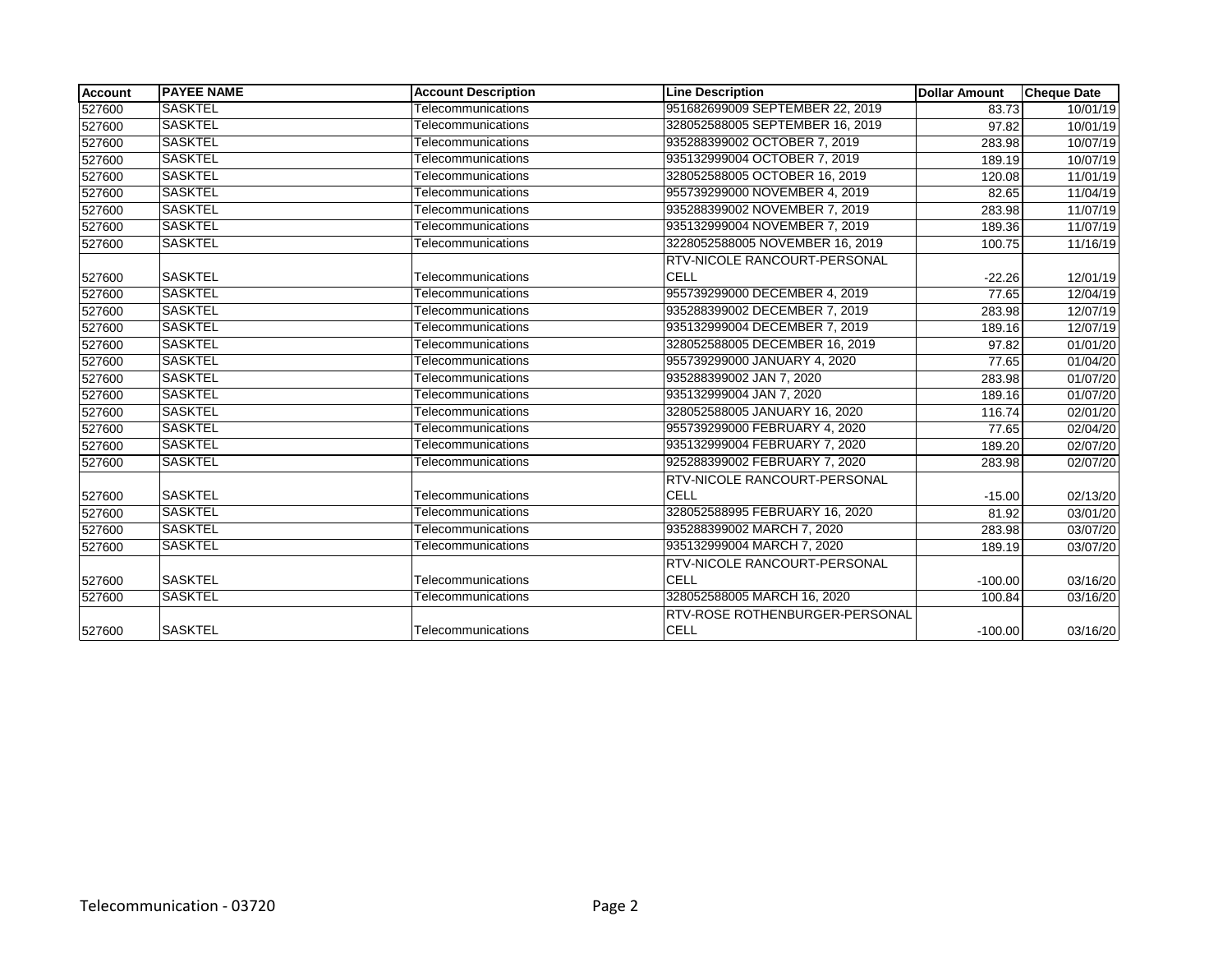| Account | PAYEE NAME | Account Description | Line Description | Dollar Amount | Cheque Date |
|---|---|---|---|---|---|
| 527600 | SASKTEL | Telecommunications | 951682699009 SEPTEMBER 22, 2019 | 83.73 | 10/01/19 |
| 527600 | SASKTEL | Telecommunications | 328052588005 SEPTEMBER 16, 2019 | 97.82 | 10/01/19 |
| 527600 | SASKTEL | Telecommunications | 935288399002 OCTOBER 7, 2019 | 283.98 | 10/07/19 |
| 527600 | SASKTEL | Telecommunications | 935132999004 OCTOBER 7, 2019 | 189.19 | 10/07/19 |
| 527600 | SASKTEL | Telecommunications | 328052588005 OCTOBER 16, 2019 | 120.08 | 11/01/19 |
| 527600 | SASKTEL | Telecommunications | 955739299000 NOVEMBER 4, 2019 | 82.65 | 11/04/19 |
| 527600 | SASKTEL | Telecommunications | 935288399002 NOVEMBER 7, 2019 | 283.98 | 11/07/19 |
| 527600 | SASKTEL | Telecommunications | 935132999004 NOVEMBER 7, 2019 | 189.36 | 11/07/19 |
| 527600 | SASKTEL | Telecommunications | 3228052588005 NOVEMBER 16, 2019 | 100.75 | 11/16/19 |
| 527600 | SASKTEL | Telecommunications | RTV-NICOLE RANCOURT-PERSONAL CELL | -22.26 | 12/01/19 |
| 527600 | SASKTEL | Telecommunications | 955739299000 DECEMBER 4, 2019 | 77.65 | 12/04/19 |
| 527600 | SASKTEL | Telecommunications | 935288399002 DECEMBER 7, 2019 | 283.98 | 12/07/19 |
| 527600 | SASKTEL | Telecommunications | 935132999004 DECEMBER 7, 2019 | 189.16 | 12/07/19 |
| 527600 | SASKTEL | Telecommunications | 328052588005 DECEMBER 16, 2019 | 97.82 | 01/01/20 |
| 527600 | SASKTEL | Telecommunications | 955739299000 JANUARY 4, 2020 | 77.65 | 01/04/20 |
| 527600 | SASKTEL | Telecommunications | 935288399002 JAN 7, 2020 | 283.98 | 01/07/20 |
| 527600 | SASKTEL | Telecommunications | 935132999004 JAN 7, 2020 | 189.16 | 01/07/20 |
| 527600 | SASKTEL | Telecommunications | 328052588005 JANUARY 16, 2020 | 116.74 | 02/01/20 |
| 527600 | SASKTEL | Telecommunications | 955739299000 FEBRUARY 4, 2020 | 77.65 | 02/04/20 |
| 527600 | SASKTEL | Telecommunications | 935132999004 FEBRUARY 7, 2020 | 189.20 | 02/07/20 |
| 527600 | SASKTEL | Telecommunications | 925288399002 FEBRUARY 7, 2020 | 283.98 | 02/07/20 |
| 527600 | SASKTEL | Telecommunications | RTV-NICOLE RANCOURT-PERSONAL CELL | -15.00 | 02/13/20 |
| 527600 | SASKTEL | Telecommunications | 328052588995 FEBRUARY 16, 2020 | 81.92 | 03/01/20 |
| 527600 | SASKTEL | Telecommunications | 935288399002 MARCH 7, 2020 | 283.98 | 03/07/20 |
| 527600 | SASKTEL | Telecommunications | 935132999004 MARCH 7, 2020 | 189.19 | 03/07/20 |
| 527600 | SASKTEL | Telecommunications | RTV-NICOLE RANCOURT-PERSONAL CELL | -100.00 | 03/16/20 |
| 527600 | SASKTEL | Telecommunications | 328052588005 MARCH 16, 2020 | 100.84 | 03/16/20 |
| 527600 | SASKTEL | Telecommunications | RTV-ROSE ROTHENBURGER-PERSONAL CELL | -100.00 | 03/16/20 |

Telecommunication - 03720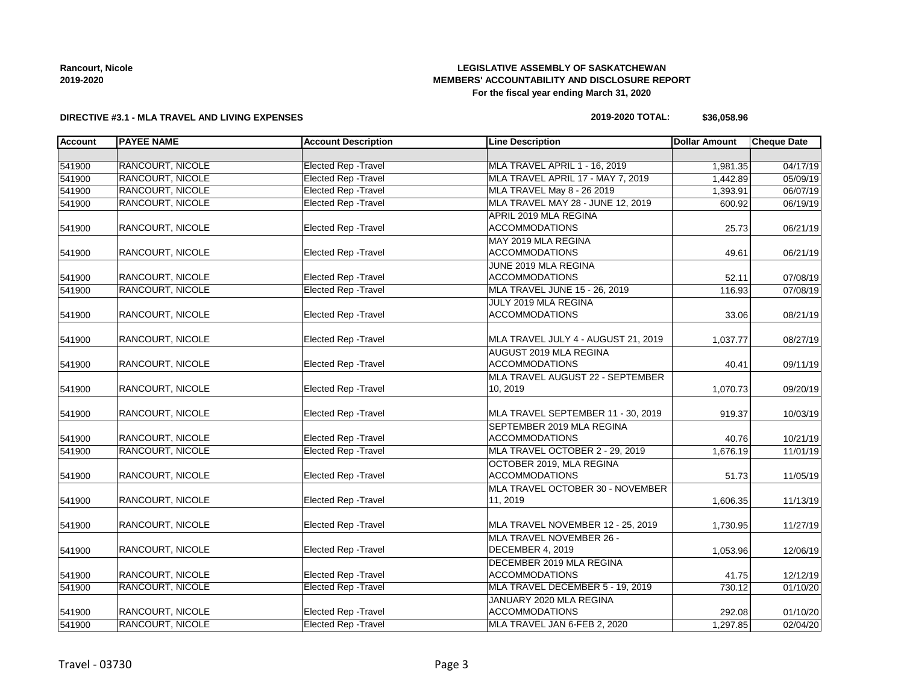**Rancourt, Nicole**
**2019-2020**

**LEGISLATIVE ASSEMBLY OF SASKATCHEWAN**
**MEMBERS' ACCOUNTABILITY AND DISCLOSURE REPORT**
**For the fiscal year ending March 31, 2020**

**DIRECTIVE #3.1 - MLA TRAVEL AND LIVING EXPENSES**

**2019-2020 TOTAL: $36,058.96**

| Account | PAYEE NAME | Account Description | Line Description | Dollar Amount | Cheque Date |
|---|---|---|---|---|---|
| | | | | | |
| 541900 | RANCOURT, NICOLE | Elected Rep -Travel | MLA TRAVEL APRIL 1 - 16, 2019 | 1,981.35 | 04/17/19 |
| 541900 | RANCOURT, NICOLE | Elected Rep -Travel | MLA TRAVEL APRIL 17 - MAY 7, 2019 | 1,442.89 | 05/09/19 |
| 541900 | RANCOURT, NICOLE | Elected Rep -Travel | MLA TRAVEL May 8 - 26 2019 | 1,393.91 | 06/07/19 |
| 541900 | RANCOURT, NICOLE | Elected Rep -Travel | MLA TRAVEL MAY 28 - JUNE 12, 2019 | 600.92 | 06/19/19 |
| 541900 | RANCOURT, NICOLE | Elected Rep -Travel | APRIL 2019 MLA REGINA ACCOMMODATIONS | 25.73 | 06/21/19 |
| 541900 | RANCOURT, NICOLE | Elected Rep -Travel | MAY 2019 MLA REGINA ACCOMMODATIONS | 49.61 | 06/21/19 |
| 541900 | RANCOURT, NICOLE | Elected Rep -Travel | JUNE 2019 MLA REGINA ACCOMMODATIONS | 52.11 | 07/08/19 |
| 541900 | RANCOURT, NICOLE | Elected Rep -Travel | MLA TRAVEL JUNE 15 - 26, 2019 | 116.93 | 07/08/19 |
| 541900 | RANCOURT, NICOLE | Elected Rep -Travel | JULY 2019 MLA REGINA ACCOMMODATIONS | 33.06 | 08/21/19 |
| 541900 | RANCOURT, NICOLE | Elected Rep -Travel | MLA TRAVEL JULY 4 - AUGUST 21, 2019 | 1,037.77 | 08/27/19 |
| 541900 | RANCOURT, NICOLE | Elected Rep -Travel | AUGUST 2019 MLA REGINA ACCOMMODATIONS | 40.41 | 09/11/19 |
| 541900 | RANCOURT, NICOLE | Elected Rep -Travel | MLA TRAVEL AUGUST 22 - SEPTEMBER 10, 2019 | 1,070.73 | 09/20/19 |
| 541900 | RANCOURT, NICOLE | Elected Rep -Travel | MLA TRAVEL SEPTEMBER 11 - 30, 2019 | 919.37 | 10/03/19 |
| 541900 | RANCOURT, NICOLE | Elected Rep -Travel | SEPTEMBER 2019 MLA REGINA ACCOMMODATIONS | 40.76 | 10/21/19 |
| 541900 | RANCOURT, NICOLE | Elected Rep -Travel | MLA TRAVEL OCTOBER 2 - 29, 2019 | 1,676.19 | 11/01/19 |
| 541900 | RANCOURT, NICOLE | Elected Rep -Travel | OCTOBER 2019, MLA REGINA ACCOMMODATIONS | 51.73 | 11/05/19 |
| 541900 | RANCOURT, NICOLE | Elected Rep -Travel | MLA TRAVEL OCTOBER 30 - NOVEMBER 11, 2019 | 1,606.35 | 11/13/19 |
| 541900 | RANCOURT, NICOLE | Elected Rep -Travel | MLA TRAVEL NOVEMBER 12 - 25, 2019 | 1,730.95 | 11/27/19 |
| 541900 | RANCOURT, NICOLE | Elected Rep -Travel | MLA TRAVEL NOVEMBER 26 - DECEMBER 4, 2019 | 1,053.96 | 12/06/19 |
| 541900 | RANCOURT, NICOLE | Elected Rep -Travel | DECEMBER 2019 MLA REGINA ACCOMMODATIONS | 41.75 | 12/12/19 |
| 541900 | RANCOURT, NICOLE | Elected Rep -Travel | MLA TRAVEL DECEMBER 5 - 19, 2019 | 730.12 | 01/10/20 |
| 541900 | RANCOURT, NICOLE | Elected Rep -Travel | JANUARY 2020 MLA REGINA ACCOMMODATIONS | 292.08 | 01/10/20 |
| 541900 | RANCOURT, NICOLE | Elected Rep -Travel | MLA TRAVEL JAN 6-FEB 2, 2020 | 1,297.85 | 02/04/20 |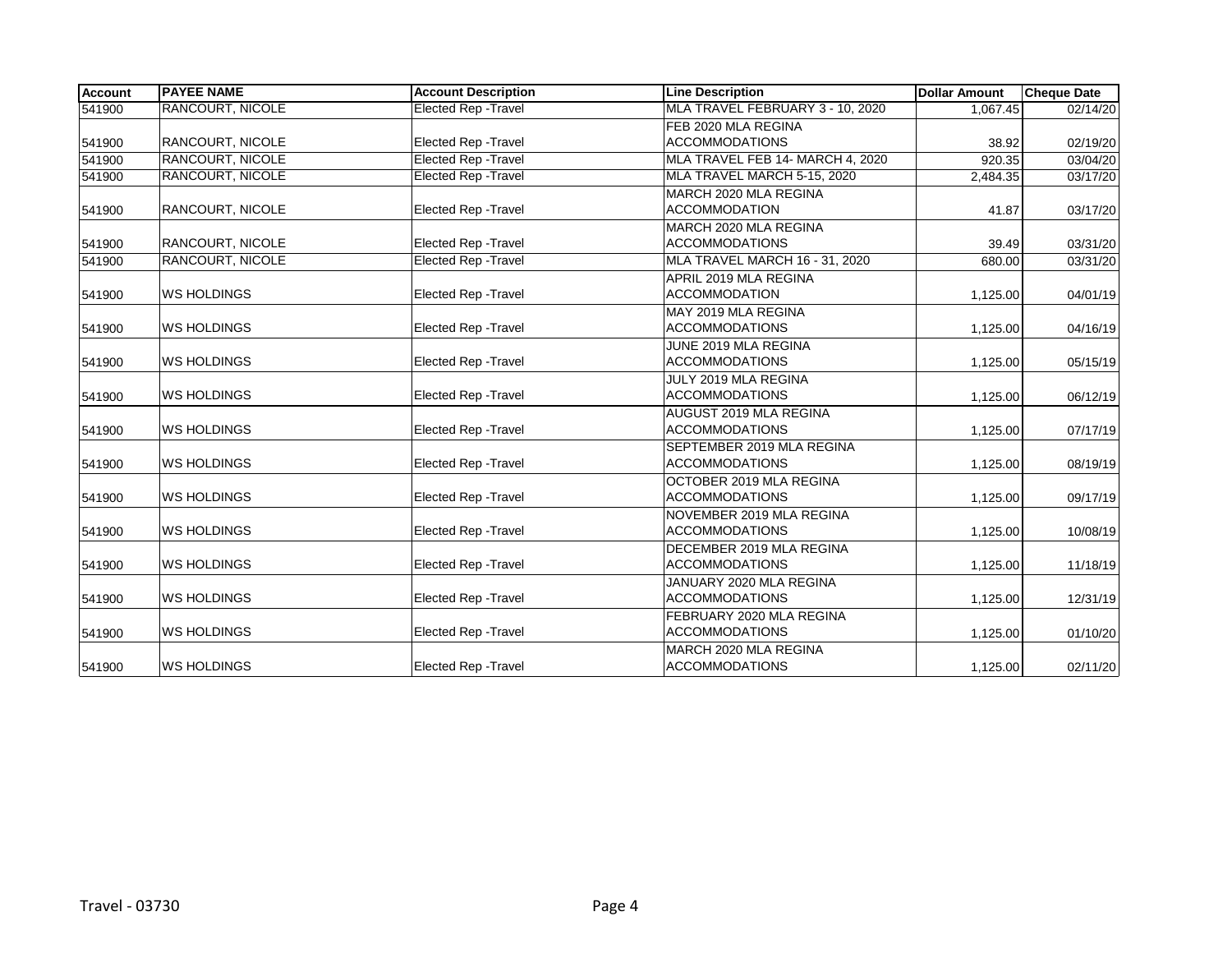| Account | PAYEE NAME | Account Description | Line Description | Dollar Amount | Cheque Date |
|---|---|---|---|---|---|
| 541900 | RANCOURT, NICOLE | Elected Rep -Travel | MLA TRAVEL FEBRUARY 3 - 10, 2020 | 1,067.45 | 02/14/20 |
| 541900 | RANCOURT, NICOLE | Elected Rep -Travel | FEB 2020 MLA REGINA ACCOMMODATIONS | 38.92 | 02/19/20 |
| 541900 | RANCOURT, NICOLE | Elected Rep -Travel | MLA TRAVEL FEB 14- MARCH 4, 2020 | 920.35 | 03/04/20 |
| 541900 | RANCOURT, NICOLE | Elected Rep -Travel | MLA TRAVEL MARCH 5-15, 2020 | 2,484.35 | 03/17/20 |
| 541900 | RANCOURT, NICOLE | Elected Rep -Travel | MARCH 2020 MLA REGINA ACCOMMODATION | 41.87 | 03/17/20 |
| 541900 | RANCOURT, NICOLE | Elected Rep -Travel | MARCH 2020 MLA REGINA ACCOMMODATIONS | 39.49 | 03/31/20 |
| 541900 | RANCOURT, NICOLE | Elected Rep -Travel | MLA TRAVEL MARCH 16 - 31, 2020 | 680.00 | 03/31/20 |
| 541900 | WS HOLDINGS | Elected Rep -Travel | APRIL 2019 MLA REGINA ACCOMMODATION | 1,125.00 | 04/01/19 |
| 541900 | WS HOLDINGS | Elected Rep -Travel | MAY 2019 MLA REGINA ACCOMMODATIONS | 1,125.00 | 04/16/19 |
| 541900 | WS HOLDINGS | Elected Rep -Travel | JUNE 2019 MLA REGINA ACCOMMODATIONS | 1,125.00 | 05/15/19 |
| 541900 | WS HOLDINGS | Elected Rep -Travel | JULY 2019 MLA REGINA ACCOMMODATIONS | 1,125.00 | 06/12/19 |
| 541900 | WS HOLDINGS | Elected Rep -Travel | AUGUST 2019 MLA REGINA ACCOMMODATIONS | 1,125.00 | 07/17/19 |
| 541900 | WS HOLDINGS | Elected Rep -Travel | SEPTEMBER 2019 MLA REGINA ACCOMMODATIONS | 1,125.00 | 08/19/19 |
| 541900 | WS HOLDINGS | Elected Rep -Travel | OCTOBER 2019 MLA REGINA ACCOMMODATIONS | 1,125.00 | 09/17/19 |
| 541900 | WS HOLDINGS | Elected Rep -Travel | NOVEMBER 2019 MLA REGINA ACCOMMODATIONS | 1,125.00 | 10/08/19 |
| 541900 | WS HOLDINGS | Elected Rep -Travel | DECEMBER 2019 MLA REGINA ACCOMMODATIONS | 1,125.00 | 11/18/19 |
| 541900 | WS HOLDINGS | Elected Rep -Travel | JANUARY 2020 MLA REGINA ACCOMMODATIONS | 1,125.00 | 12/31/19 |
| 541900 | WS HOLDINGS | Elected Rep -Travel | FEBRUARY 2020 MLA REGINA ACCOMMODATIONS | 1,125.00 | 01/10/20 |
| 541900 | WS HOLDINGS | Elected Rep -Travel | MARCH 2020 MLA REGINA ACCOMMODATIONS | 1,125.00 | 02/11/20 |

Travel - 03730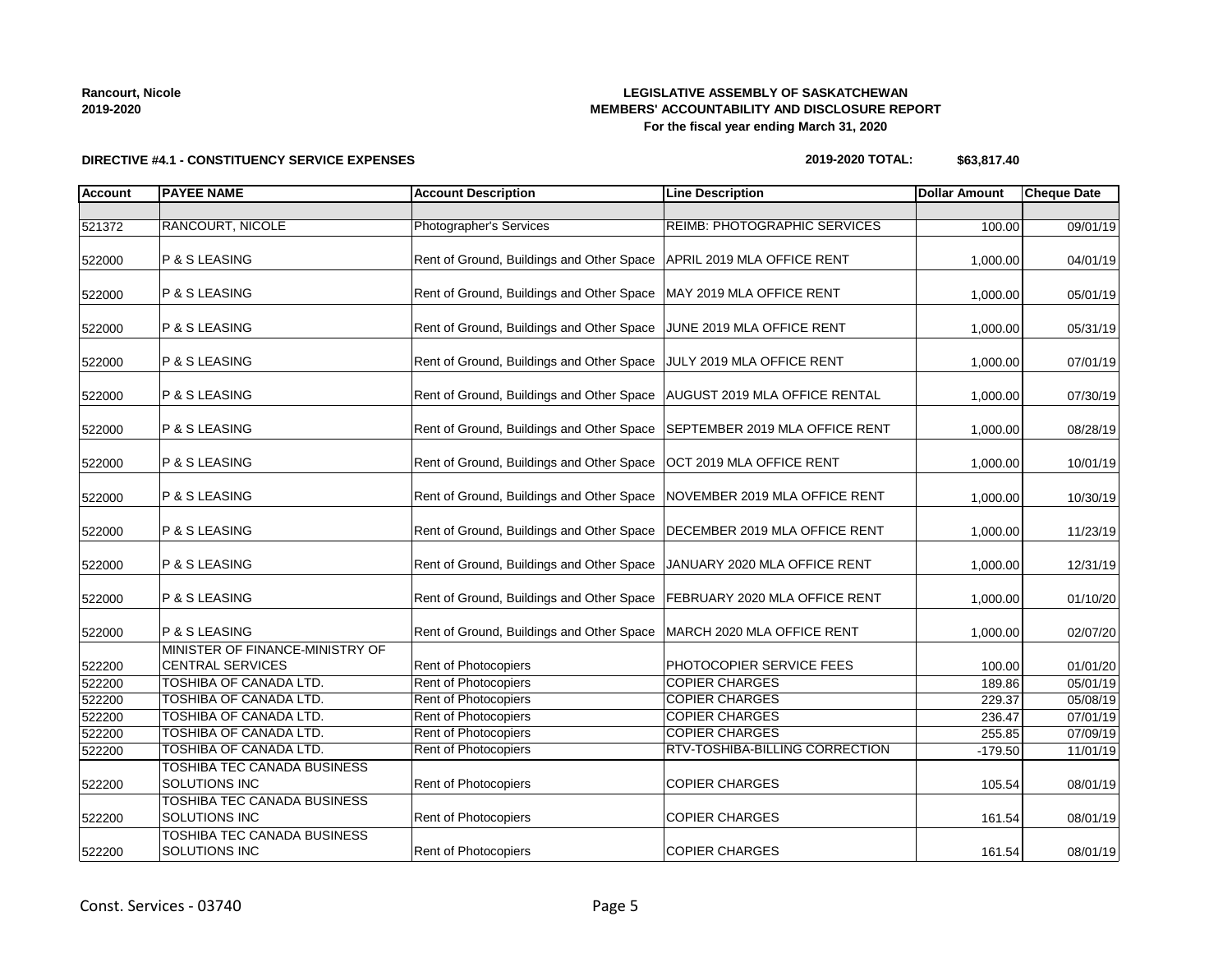**Rancourt, Nicole**
**2019-2020**

**LEGISLATIVE ASSEMBLY OF SASKATCHEWAN**
**MEMBERS' ACCOUNTABILITY AND DISCLOSURE REPORT**
**For the fiscal year ending March 31, 2020**

**DIRECTIVE #4.1 - CONSTITUENCY SERVICE EXPENSES**

**2019-2020 TOTAL: $63,817.40**

| Account | PAYEE NAME | Account Description | Line Description | Dollar Amount | Cheque Date |
|---|---|---|---|---|---|
| | | | | | |
| 521372 | RANCOURT, NICOLE | Photographer's Services | REIMB: PHOTOGRAPHIC SERVICES | 100.00 | 09/01/19 |
| 522000 | P & S LEASING | Rent of Ground, Buildings and Other Space | APRIL 2019 MLA OFFICE RENT | 1,000.00 | 04/01/19 |
| 522000 | P & S LEASING | Rent of Ground, Buildings and Other Space | MAY 2019 MLA OFFICE RENT | 1,000.00 | 05/01/19 |
| 522000 | P & S LEASING | Rent of Ground, Buildings and Other Space | JUNE 2019 MLA OFFICE RENT | 1,000.00 | 05/31/19 |
| 522000 | P & S LEASING | Rent of Ground, Buildings and Other Space | JULY 2019 MLA OFFICE RENT | 1,000.00 | 07/01/19 |
| 522000 | P & S LEASING | Rent of Ground, Buildings and Other Space | AUGUST 2019 MLA OFFICE RENTAL | 1,000.00 | 07/30/19 |
| 522000 | P & S LEASING | Rent of Ground, Buildings and Other Space | SEPTEMBER 2019 MLA OFFICE RENT | 1,000.00 | 08/28/19 |
| 522000 | P & S LEASING | Rent of Ground, Buildings and Other Space | OCT 2019 MLA OFFICE RENT | 1,000.00 | 10/01/19 |
| 522000 | P & S LEASING | Rent of Ground, Buildings and Other Space | NOVEMBER 2019 MLA OFFICE RENT | 1,000.00 | 10/30/19 |
| 522000 | P & S LEASING | Rent of Ground, Buildings and Other Space | DECEMBER 2019 MLA OFFICE RENT | 1,000.00 | 11/23/19 |
| 522000 | P & S LEASING | Rent of Ground, Buildings and Other Space | JANUARY 2020 MLA OFFICE RENT | 1,000.00 | 12/31/19 |
| 522000 | P & S LEASING | Rent of Ground, Buildings and Other Space | FEBRUARY 2020 MLA OFFICE RENT | 1,000.00 | 01/10/20 |
| 522000 | P & S LEASING | Rent of Ground, Buildings and Other Space | MARCH 2020 MLA OFFICE RENT | 1,000.00 | 02/07/20 |
| 522200 | MINISTER OF FINANCE-MINISTRY OF CENTRAL SERVICES | Rent of Photocopiers | PHOTOCOPIER SERVICE FEES | 100.00 | 01/01/20 |
| 522200 | TOSHIBA OF CANADA LTD. | Rent of Photocopiers | COPIER CHARGES | 189.86 | 05/01/19 |
| 522200 | TOSHIBA OF CANADA LTD. | Rent of Photocopiers | COPIER CHARGES | 229.37 | 05/08/19 |
| 522200 | TOSHIBA OF CANADA LTD. | Rent of Photocopiers | COPIER CHARGES | 236.47 | 07/01/19 |
| 522200 | TOSHIBA OF CANADA LTD. | Rent of Photocopiers | COPIER CHARGES | 255.85 | 07/09/19 |
| 522200 | TOSHIBA OF CANADA LTD. | Rent of Photocopiers | RTV-TOSHIBA-BILLING CORRECTION | -179.50 | 11/01/19 |
| 522200 | TOSHIBA TEC CANADA BUSINESS SOLUTIONS INC | Rent of Photocopiers | COPIER CHARGES | 105.54 | 08/01/19 |
| 522200 | TOSHIBA TEC CANADA BUSINESS SOLUTIONS INC | Rent of Photocopiers | COPIER CHARGES | 161.54 | 08/01/19 |
| 522200 | TOSHIBA TEC CANADA BUSINESS SOLUTIONS INC | Rent of Photocopiers | COPIER CHARGES | 161.54 | 08/01/19 |

Const. Services - 03740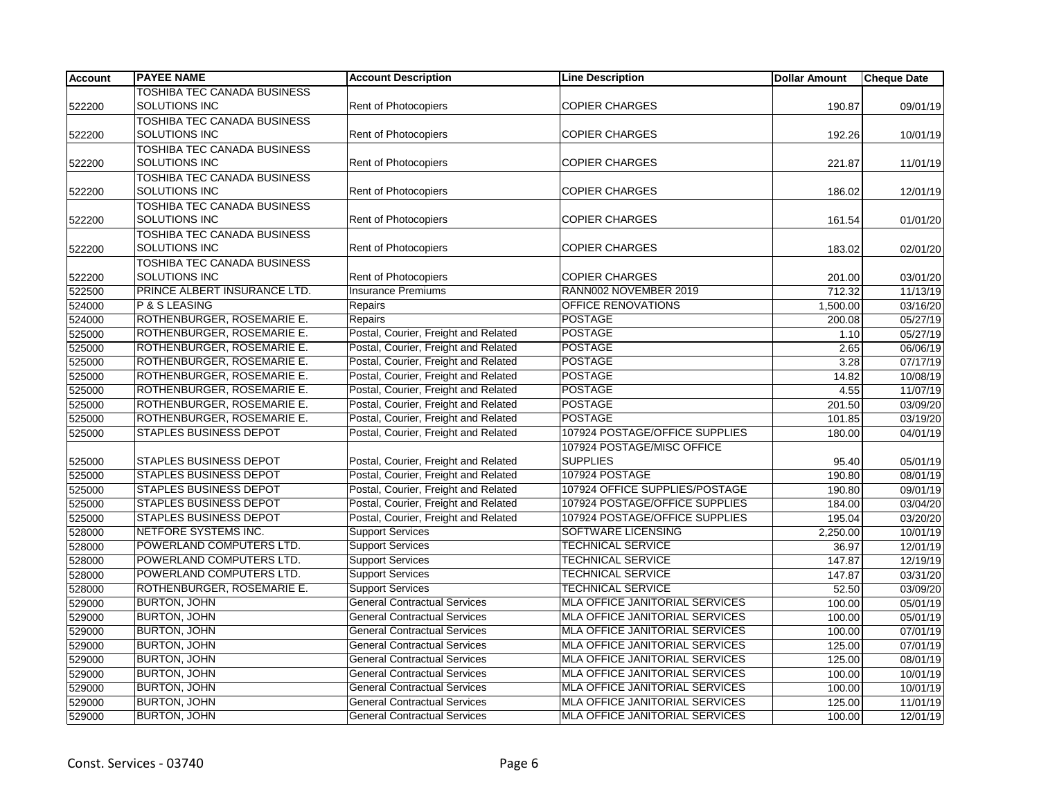| Account | PAYEE NAME | Account Description | Line Description | Dollar Amount | Cheque Date |
|---|---|---|---|---|---|
| 522200 | TOSHIBA TEC CANADA BUSINESS SOLUTIONS INC | Rent of Photocopiers | COPIER CHARGES | 190.87 | 09/01/19 |
| 522200 | TOSHIBA TEC CANADA BUSINESS SOLUTIONS INC | Rent of Photocopiers | COPIER CHARGES | 192.26 | 10/01/19 |
| 522200 | TOSHIBA TEC CANADA BUSINESS SOLUTIONS INC | Rent of Photocopiers | COPIER CHARGES | 221.87 | 11/01/19 |
| 522200 | TOSHIBA TEC CANADA BUSINESS SOLUTIONS INC | Rent of Photocopiers | COPIER CHARGES | 186.02 | 12/01/19 |
| 522200 | TOSHIBA TEC CANADA BUSINESS SOLUTIONS INC | Rent of Photocopiers | COPIER CHARGES | 161.54 | 01/01/20 |
| 522200 | TOSHIBA TEC CANADA BUSINESS SOLUTIONS INC | Rent of Photocopiers | COPIER CHARGES | 183.02 | 02/01/20 |
| 522200 | TOSHIBA TEC CANADA BUSINESS SOLUTIONS INC | Rent of Photocopiers | COPIER CHARGES | 201.00 | 03/01/20 |
| 522500 | PRINCE ALBERT INSURANCE LTD. | Insurance Premiums | RANN002 NOVEMBER 2019 | 712.32 | 11/13/19 |
| 524000 | P & S LEASING | Repairs | OFFICE RENOVATIONS | 1,500.00 | 03/16/20 |
| 524000 | ROTHENBURGER, ROSEMARIE E. | Repairs | POSTAGE | 200.08 | 05/27/19 |
| 525000 | ROTHENBURGER, ROSEMARIE E. | Postal, Courier, Freight and Related | POSTAGE | 1.10 | 05/27/19 |
| 525000 | ROTHENBURGER, ROSEMARIE E. | Postal, Courier, Freight and Related | POSTAGE | 2.65 | 06/06/19 |
| 525000 | ROTHENBURGER, ROSEMARIE E. | Postal, Courier, Freight and Related | POSTAGE | 3.28 | 07/17/19 |
| 525000 | ROTHENBURGER, ROSEMARIE E. | Postal, Courier, Freight and Related | POSTAGE | 14.82 | 10/08/19 |
| 525000 | ROTHENBURGER, ROSEMARIE E. | Postal, Courier, Freight and Related | POSTAGE | 4.55 | 11/07/19 |
| 525000 | ROTHENBURGER, ROSEMARIE E. | Postal, Courier, Freight and Related | POSTAGE | 201.50 | 03/09/20 |
| 525000 | ROTHENBURGER, ROSEMARIE E. | Postal, Courier, Freight and Related | POSTAGE | 101.85 | 03/19/20 |
| 525000 | STAPLES BUSINESS DEPOT | Postal, Courier, Freight and Related | 107924 POSTAGE/OFFICE SUPPLIES | 180.00 | 04/01/19 |
| 525000 | STAPLES BUSINESS DEPOT | Postal, Courier, Freight and Related | 107924 POSTAGE/MISC OFFICE SUPPLIES | 95.40 | 05/01/19 |
| 525000 | STAPLES BUSINESS DEPOT | Postal, Courier, Freight and Related | 107924 POSTAGE | 190.80 | 08/01/19 |
| 525000 | STAPLES BUSINESS DEPOT | Postal, Courier, Freight and Related | 107924 OFFICE SUPPLIES/POSTAGE | 190.80 | 09/01/19 |
| 525000 | STAPLES BUSINESS DEPOT | Postal, Courier, Freight and Related | 107924 POSTAGE/OFFICE SUPPLIES | 184.00 | 03/04/20 |
| 525000 | STAPLES BUSINESS DEPOT | Postal, Courier, Freight and Related | 107924 POSTAGE/OFFICE SUPPLIES | 195.04 | 03/20/20 |
| 528000 | NETFORE SYSTEMS INC. | Support Services | SOFTWARE LICENSING | 2,250.00 | 10/01/19 |
| 528000 | POWERLAND COMPUTERS LTD. | Support Services | TECHNICAL SERVICE | 36.97 | 12/01/19 |
| 528000 | POWERLAND COMPUTERS LTD. | Support Services | TECHNICAL SERVICE | 147.87 | 12/19/19 |
| 528000 | POWERLAND COMPUTERS LTD. | Support Services | TECHNICAL SERVICE | 147.87 | 03/31/20 |
| 528000 | ROTHENBURGER, ROSEMARIE E. | Support Services | TECHNICAL SERVICE | 52.50 | 03/09/20 |
| 529000 | BURTON, JOHN | General Contractual Services | MLA OFFICE JANITORIAL SERVICES | 100.00 | 05/01/19 |
| 529000 | BURTON, JOHN | General Contractual Services | MLA OFFICE JANITORIAL SERVICES | 100.00 | 05/01/19 |
| 529000 | BURTON, JOHN | General Contractual Services | MLA OFFICE JANITORIAL SERVICES | 100.00 | 07/01/19 |
| 529000 | BURTON, JOHN | General Contractual Services | MLA OFFICE JANITORIAL SERVICES | 125.00 | 07/01/19 |
| 529000 | BURTON, JOHN | General Contractual Services | MLA OFFICE JANITORIAL SERVICES | 125.00 | 08/01/19 |
| 529000 | BURTON, JOHN | General Contractual Services | MLA OFFICE JANITORIAL SERVICES | 100.00 | 10/01/19 |
| 529000 | BURTON, JOHN | General Contractual Services | MLA OFFICE JANITORIAL SERVICES | 100.00 | 10/01/19 |
| 529000 | BURTON, JOHN | General Contractual Services | MLA OFFICE JANITORIAL SERVICES | 125.00 | 11/01/19 |
| 529000 | BURTON, JOHN | General Contractual Services | MLA OFFICE JANITORIAL SERVICES | 100.00 | 12/01/19 |

Const. Services - 03740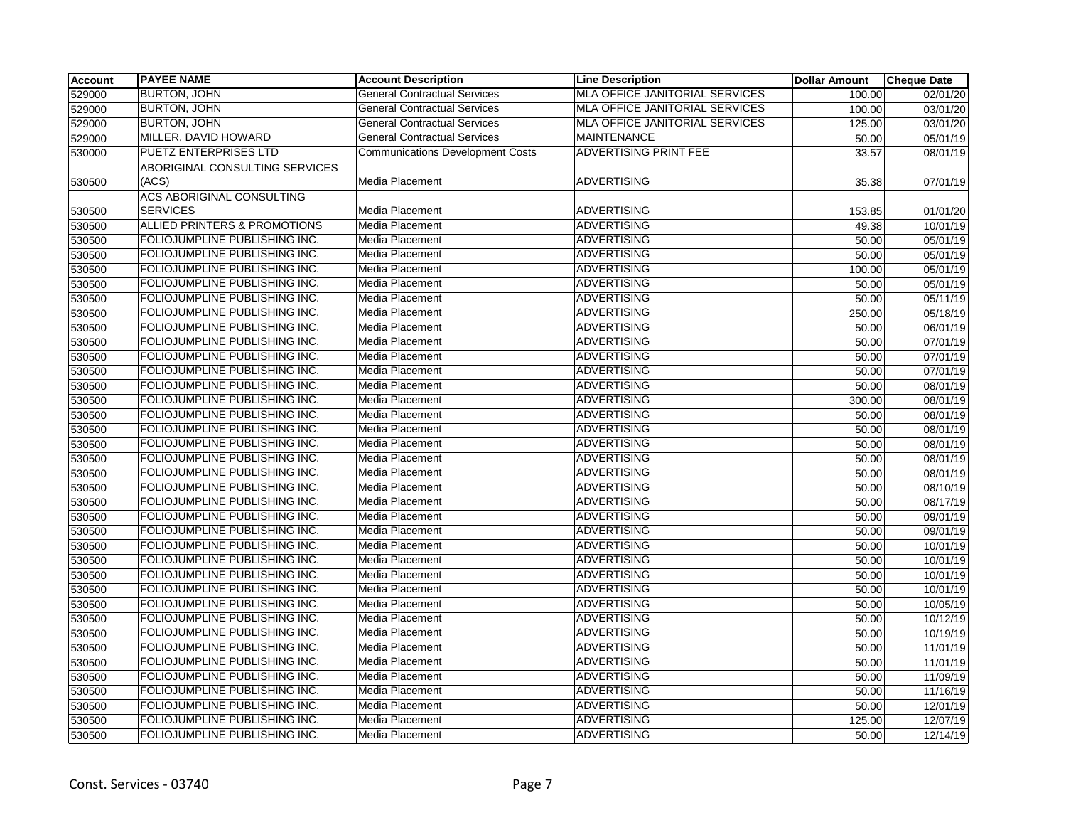| Account | PAYEE NAME | Account Description | Line Description | Dollar Amount | Cheque Date |
|---|---|---|---|---|---|
| 529000 | BURTON, JOHN | General Contractual Services | MLA OFFICE JANITORIAL SERVICES | 100.00 | 02/01/20 |
| 529000 | BURTON, JOHN | General Contractual Services | MLA OFFICE JANITORIAL SERVICES | 100.00 | 03/01/20 |
| 529000 | BURTON, JOHN | General Contractual Services | MLA OFFICE JANITORIAL SERVICES | 125.00 | 03/01/20 |
| 529000 | MILLER, DAVID HOWARD | General Contractual Services | MAINTENANCE | 50.00 | 05/01/19 |
| 530000 | PUETZ ENTERPRISES LTD | Communications Development Costs | ADVERTISING PRINT FEE | 33.57 | 08/01/19 |
| 530500 | ABORIGINAL CONSULTING SERVICES (ACS) | Media Placement | ADVERTISING | 35.38 | 07/01/19 |
| 530500 | ACS ABORIGINAL CONSULTING SERVICES | Media Placement | ADVERTISING | 153.85 | 01/01/20 |
| 530500 | ALLIED PRINTERS & PROMOTIONS | Media Placement | ADVERTISING | 49.38 | 10/01/19 |
| 530500 | FOLIOJUMPLINE PUBLISHING INC. | Media Placement | ADVERTISING | 50.00 | 05/01/19 |
| 530500 | FOLIOJUMPLINE PUBLISHING INC. | Media Placement | ADVERTISING | 50.00 | 05/01/19 |
| 530500 | FOLIOJUMPLINE PUBLISHING INC. | Media Placement | ADVERTISING | 100.00 | 05/01/19 |
| 530500 | FOLIOJUMPLINE PUBLISHING INC. | Media Placement | ADVERTISING | 50.00 | 05/01/19 |
| 530500 | FOLIOJUMPLINE PUBLISHING INC. | Media Placement | ADVERTISING | 50.00 | 05/11/19 |
| 530500 | FOLIOJUMPLINE PUBLISHING INC. | Media Placement | ADVERTISING | 250.00 | 05/18/19 |
| 530500 | FOLIOJUMPLINE PUBLISHING INC. | Media Placement | ADVERTISING | 50.00 | 06/01/19 |
| 530500 | FOLIOJUMPLINE PUBLISHING INC. | Media Placement | ADVERTISING | 50.00 | 07/01/19 |
| 530500 | FOLIOJUMPLINE PUBLISHING INC. | Media Placement | ADVERTISING | 50.00 | 07/01/19 |
| 530500 | FOLIOJUMPLINE PUBLISHING INC. | Media Placement | ADVERTISING | 50.00 | 07/01/19 |
| 530500 | FOLIOJUMPLINE PUBLISHING INC. | Media Placement | ADVERTISING | 50.00 | 08/01/19 |
| 530500 | FOLIOJUMPLINE PUBLISHING INC. | Media Placement | ADVERTISING | 300.00 | 08/01/19 |
| 530500 | FOLIOJUMPLINE PUBLISHING INC. | Media Placement | ADVERTISING | 50.00 | 08/01/19 |
| 530500 | FOLIOJUMPLINE PUBLISHING INC. | Media Placement | ADVERTISING | 50.00 | 08/01/19 |
| 530500 | FOLIOJUMPLINE PUBLISHING INC. | Media Placement | ADVERTISING | 50.00 | 08/01/19 |
| 530500 | FOLIOJUMPLINE PUBLISHING INC. | Media Placement | ADVERTISING | 50.00 | 08/01/19 |
| 530500 | FOLIOJUMPLINE PUBLISHING INC. | Media Placement | ADVERTISING | 50.00 | 08/01/19 |
| 530500 | FOLIOJUMPLINE PUBLISHING INC. | Media Placement | ADVERTISING | 50.00 | 08/10/19 |
| 530500 | FOLIOJUMPLINE PUBLISHING INC. | Media Placement | ADVERTISING | 50.00 | 08/17/19 |
| 530500 | FOLIOJUMPLINE PUBLISHING INC. | Media Placement | ADVERTISING | 50.00 | 09/01/19 |
| 530500 | FOLIOJUMPLINE PUBLISHING INC. | Media Placement | ADVERTISING | 50.00 | 09/01/19 |
| 530500 | FOLIOJUMPLINE PUBLISHING INC. | Media Placement | ADVERTISING | 50.00 | 10/01/19 |
| 530500 | FOLIOJUMPLINE PUBLISHING INC. | Media Placement | ADVERTISING | 50.00 | 10/01/19 |
| 530500 | FOLIOJUMPLINE PUBLISHING INC. | Media Placement | ADVERTISING | 50.00 | 10/01/19 |
| 530500 | FOLIOJUMPLINE PUBLISHING INC. | Media Placement | ADVERTISING | 50.00 | 10/01/19 |
| 530500 | FOLIOJUMPLINE PUBLISHING INC. | Media Placement | ADVERTISING | 50.00 | 10/05/19 |
| 530500 | FOLIOJUMPLINE PUBLISHING INC. | Media Placement | ADVERTISING | 50.00 | 10/12/19 |
| 530500 | FOLIOJUMPLINE PUBLISHING INC. | Media Placement | ADVERTISING | 50.00 | 10/19/19 |
| 530500 | FOLIOJUMPLINE PUBLISHING INC. | Media Placement | ADVERTISING | 50.00 | 11/01/19 |
| 530500 | FOLIOJUMPLINE PUBLISHING INC. | Media Placement | ADVERTISING | 50.00 | 11/01/19 |
| 530500 | FOLIOJUMPLINE PUBLISHING INC. | Media Placement | ADVERTISING | 50.00 | 11/09/19 |
| 530500 | FOLIOJUMPLINE PUBLISHING INC. | Media Placement | ADVERTISING | 50.00 | 11/16/19 |
| 530500 | FOLIOJUMPLINE PUBLISHING INC. | Media Placement | ADVERTISING | 50.00 | 12/01/19 |
| 530500 | FOLIOJUMPLINE PUBLISHING INC. | Media Placement | ADVERTISING | 125.00 | 12/07/19 |
| 530500 | FOLIOJUMPLINE PUBLISHING INC. | Media Placement | ADVERTISING | 50.00 | 12/14/19 |

Const. Services - 03740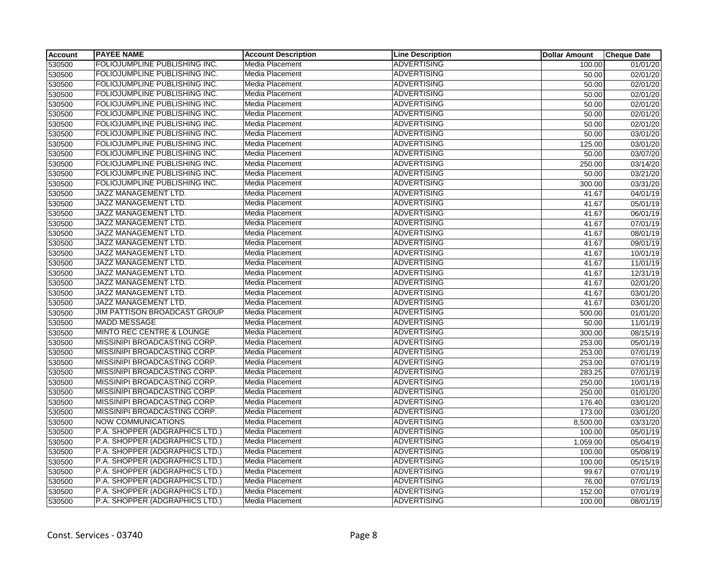| Account | PAYEE NAME | Account Description | Line Description | Dollar Amount | Cheque Date |
|---|---|---|---|---|---|
| 530500 | FOLIOJUMPLINE PUBLISHING INC. | Media Placement | ADVERTISING | 100.00 | 01/01/20 |
| 530500 | FOLIOJUMPLINE PUBLISHING INC. | Media Placement | ADVERTISING | 50.00 | 02/01/20 |
| 530500 | FOLIOJUMPLINE PUBLISHING INC. | Media Placement | ADVERTISING | 50.00 | 02/01/20 |
| 530500 | FOLIOJUMPLINE PUBLISHING INC. | Media Placement | ADVERTISING | 50.00 | 02/01/20 |
| 530500 | FOLIOJUMPLINE PUBLISHING INC. | Media Placement | ADVERTISING | 50.00 | 02/01/20 |
| 530500 | FOLIOJUMPLINE PUBLISHING INC. | Media Placement | ADVERTISING | 50.00 | 02/01/20 |
| 530500 | FOLIOJUMPLINE PUBLISHING INC. | Media Placement | ADVERTISING | 50.00 | 02/01/20 |
| 530500 | FOLIOJUMPLINE PUBLISHING INC. | Media Placement | ADVERTISING | 50.00 | 03/01/20 |
| 530500 | FOLIOJUMPLINE PUBLISHING INC. | Media Placement | ADVERTISING | 125.00 | 03/01/20 |
| 530500 | FOLIOJUMPLINE PUBLISHING INC. | Media Placement | ADVERTISING | 50.00 | 03/07/20 |
| 530500 | FOLIOJUMPLINE PUBLISHING INC. | Media Placement | ADVERTISING | 250.00 | 03/14/20 |
| 530500 | FOLIOJUMPLINE PUBLISHING INC. | Media Placement | ADVERTISING | 50.00 | 03/21/20 |
| 530500 | FOLIOJUMPLINE PUBLISHING INC. | Media Placement | ADVERTISING | 300.00 | 03/31/20 |
| 530500 | JAZZ MANAGEMENT LTD. | Media Placement | ADVERTISING | 41.67 | 04/01/19 |
| 530500 | JAZZ MANAGEMENT LTD. | Media Placement | ADVERTISING | 41.67 | 05/01/19 |
| 530500 | JAZZ MANAGEMENT LTD. | Media Placement | ADVERTISING | 41.67 | 06/01/19 |
| 530500 | JAZZ MANAGEMENT LTD. | Media Placement | ADVERTISING | 41.67 | 07/01/19 |
| 530500 | JAZZ MANAGEMENT LTD. | Media Placement | ADVERTISING | 41.67 | 08/01/19 |
| 530500 | JAZZ MANAGEMENT LTD. | Media Placement | ADVERTISING | 41.67 | 09/01/19 |
| 530500 | JAZZ MANAGEMENT LTD. | Media Placement | ADVERTISING | 41.67 | 10/01/19 |
| 530500 | JAZZ MANAGEMENT LTD. | Media Placement | ADVERTISING | 41.67 | 11/01/19 |
| 530500 | JAZZ MANAGEMENT LTD. | Media Placement | ADVERTISING | 41.67 | 12/31/19 |
| 530500 | JAZZ MANAGEMENT LTD. | Media Placement | ADVERTISING | 41.67 | 02/01/20 |
| 530500 | JAZZ MANAGEMENT LTD. | Media Placement | ADVERTISING | 41.67 | 03/01/20 |
| 530500 | JAZZ MANAGEMENT LTD. | Media Placement | ADVERTISING | 41.67 | 03/01/20 |
| 530500 | JIM PATTISON BROADCAST GROUP | Media Placement | ADVERTISING | 500.00 | 01/01/20 |
| 530500 | MADD MESSAGE | Media Placement | ADVERTISING | 50.00 | 11/01/19 |
| 530500 | MINTO REC CENTRE & LOUNGE | Media Placement | ADVERTISING | 300.00 | 08/15/19 |
| 530500 | MISSINIPI BROADCASTING CORP. | Media Placement | ADVERTISING | 253.00 | 05/01/19 |
| 530500 | MISSINIPI BROADCASTING CORP. | Media Placement | ADVERTISING | 253.00 | 07/01/19 |
| 530500 | MISSINIPI BROADCASTING CORP. | Media Placement | ADVERTISING | 253.00 | 07/01/19 |
| 530500 | MISSINIPI BROADCASTING CORP. | Media Placement | ADVERTISING | 283.25 | 07/01/19 |
| 530500 | MISSINIPI BROADCASTING CORP. | Media Placement | ADVERTISING | 250.00 | 10/01/19 |
| 530500 | MISSINIPI BROADCASTING CORP. | Media Placement | ADVERTISING | 250.00 | 01/01/20 |
| 530500 | MISSINIPI BROADCASTING CORP. | Media Placement | ADVERTISING | 176.40 | 03/01/20 |
| 530500 | MISSINIPI BROADCASTING CORP. | Media Placement | ADVERTISING | 173.00 | 03/01/20 |
| 530500 | NOW COMMUNICATIONS | Media Placement | ADVERTISING | 8,500.00 | 03/31/20 |
| 530500 | P.A. SHOPPER (ADGRAPHICS LTD.) | Media Placement | ADVERTISING | 100.00 | 05/01/19 |
| 530500 | P.A. SHOPPER (ADGRAPHICS LTD.) | Media Placement | ADVERTISING | 1,059.00 | 05/04/19 |
| 530500 | P.A. SHOPPER (ADGRAPHICS LTD.) | Media Placement | ADVERTISING | 100.00 | 05/08/19 |
| 530500 | P.A. SHOPPER (ADGRAPHICS LTD.) | Media Placement | ADVERTISING | 100.00 | 05/15/19 |
| 530500 | P.A. SHOPPER (ADGRAPHICS LTD.) | Media Placement | ADVERTISING | 99.67 | 07/01/19 |
| 530500 | P.A. SHOPPER (ADGRAPHICS LTD.) | Media Placement | ADVERTISING | 76.00 | 07/01/19 |
| 530500 | P.A. SHOPPER (ADGRAPHICS LTD.) | Media Placement | ADVERTISING | 152.00 | 07/01/19 |
| 530500 | P.A. SHOPPER (ADGRAPHICS LTD.) | Media Placement | ADVERTISING | 100.00 | 08/01/19 |

Const. Services - 03740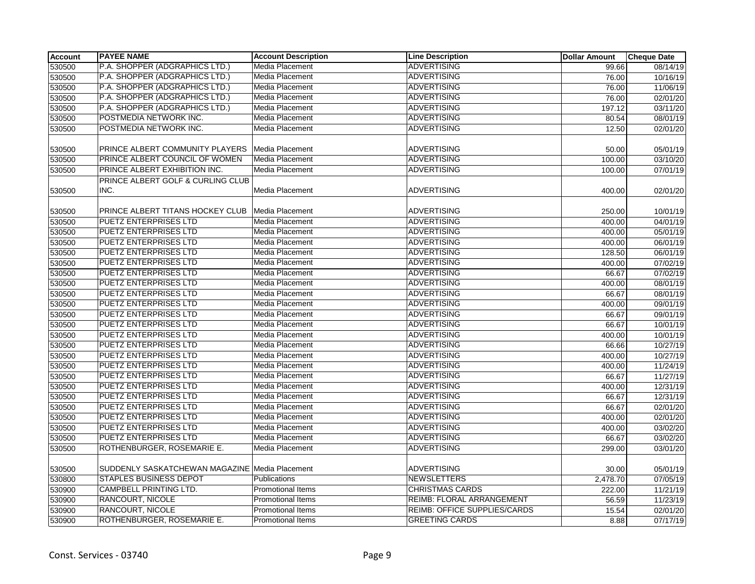| Account | PAYEE NAME | Account Description | Line Description | Dollar Amount | Cheque Date |
|---|---|---|---|---|---|
| 530500 | P.A. SHOPPER (ADGRAPHICS LTD.) | Media Placement | ADVERTISING | 99.66 | 08/14/19 |
| 530500 | P.A. SHOPPER (ADGRAPHICS LTD.) | Media Placement | ADVERTISING | 76.00 | 10/16/19 |
| 530500 | P.A. SHOPPER (ADGRAPHICS LTD.) | Media Placement | ADVERTISING | 76.00 | 11/06/19 |
| 530500 | P.A. SHOPPER (ADGRAPHICS LTD.) | Media Placement | ADVERTISING | 76.00 | 02/01/20 |
| 530500 | P.A. SHOPPER (ADGRAPHICS LTD.) | Media Placement | ADVERTISING | 197.12 | 03/11/20 |
| 530500 | POSTMEDIA NETWORK INC. | Media Placement | ADVERTISING | 80.54 | 08/01/19 |
| 530500 | POSTMEDIA NETWORK INC. | Media Placement | ADVERTISING | 12.50 | 02/01/20 |
| 530500 | PRINCE ALBERT COMMUNITY PLAYERS | Media Placement | ADVERTISING | 50.00 | 05/01/19 |
| 530500 | PRINCE ALBERT COUNCIL OF WOMEN | Media Placement | ADVERTISING | 100.00 | 03/10/20 |
| 530500 | PRINCE ALBERT EXHIBITION INC. | Media Placement | ADVERTISING | 100.00 | 07/01/19 |
| 530500 | PRINCE ALBERT GOLF & CURLING CLUB INC. | Media Placement | ADVERTISING | 400.00 | 02/01/20 |
| 530500 | PRINCE ALBERT TITANS HOCKEY CLUB | Media Placement | ADVERTISING | 250.00 | 10/01/19 |
| 530500 | PUETZ ENTERPRISES LTD | Media Placement | ADVERTISING | 400.00 | 04/01/19 |
| 530500 | PUETZ ENTERPRISES LTD | Media Placement | ADVERTISING | 400.00 | 05/01/19 |
| 530500 | PUETZ ENTERPRISES LTD | Media Placement | ADVERTISING | 400.00 | 06/01/19 |
| 530500 | PUETZ ENTERPRISES LTD | Media Placement | ADVERTISING | 128.50 | 06/01/19 |
| 530500 | PUETZ ENTERPRISES LTD | Media Placement | ADVERTISING | 400.00 | 07/02/19 |
| 530500 | PUETZ ENTERPRISES LTD | Media Placement | ADVERTISING | 66.67 | 07/02/19 |
| 530500 | PUETZ ENTERPRISES LTD | Media Placement | ADVERTISING | 400.00 | 08/01/19 |
| 530500 | PUETZ ENTERPRISES LTD | Media Placement | ADVERTISING | 66.67 | 08/01/19 |
| 530500 | PUETZ ENTERPRISES LTD | Media Placement | ADVERTISING | 400.00 | 09/01/19 |
| 530500 | PUETZ ENTERPRISES LTD | Media Placement | ADVERTISING | 66.67 | 09/01/19 |
| 530500 | PUETZ ENTERPRISES LTD | Media Placement | ADVERTISING | 66.67 | 10/01/19 |
| 530500 | PUETZ ENTERPRISES LTD | Media Placement | ADVERTISING | 400.00 | 10/01/19 |
| 530500 | PUETZ ENTERPRISES LTD | Media Placement | ADVERTISING | 66.66 | 10/27/19 |
| 530500 | PUETZ ENTERPRISES LTD | Media Placement | ADVERTISING | 400.00 | 10/27/19 |
| 530500 | PUETZ ENTERPRISES LTD | Media Placement | ADVERTISING | 400.00 | 11/24/19 |
| 530500 | PUETZ ENTERPRISES LTD | Media Placement | ADVERTISING | 66.67 | 11/27/19 |
| 530500 | PUETZ ENTERPRISES LTD | Media Placement | ADVERTISING | 400.00 | 12/31/19 |
| 530500 | PUETZ ENTERPRISES LTD | Media Placement | ADVERTISING | 66.67 | 12/31/19 |
| 530500 | PUETZ ENTERPRISES LTD | Media Placement | ADVERTISING | 66.67 | 02/01/20 |
| 530500 | PUETZ ENTERPRISES LTD | Media Placement | ADVERTISING | 400.00 | 02/01/20 |
| 530500 | PUETZ ENTERPRISES LTD | Media Placement | ADVERTISING | 400.00 | 03/02/20 |
| 530500 | PUETZ ENTERPRISES LTD | Media Placement | ADVERTISING | 66.67 | 03/02/20 |
| 530500 | ROTHENBURGER, ROSEMARIE E. | Media Placement | ADVERTISING | 299.00 | 03/01/20 |
| 530500 | SUDDENLY SASKATCHEWAN MAGAZINE | Media Placement | ADVERTISING | 30.00 | 05/01/19 |
| 530800 | STAPLES BUSINESS DEPOT | Publications | NEWSLETTERS | 2,478.70 | 07/05/19 |
| 530900 | CAMPBELL PRINTING LTD. | Promotional Items | CHRISTMAS CARDS | 222.00 | 11/21/19 |
| 530900 | RANCOURT, NICOLE | Promotional Items | REIMB: FLORAL ARRANGEMENT | 56.59 | 11/23/19 |
| 530900 | RANCOURT, NICOLE | Promotional Items | REIMB: OFFICE SUPPLIES/CARDS | 15.54 | 02/01/20 |
| 530900 | ROTHENBURGER, ROSEMARIE E. | Promotional Items | GREETING CARDS | 8.88 | 07/17/19 |

Const. Services - 03740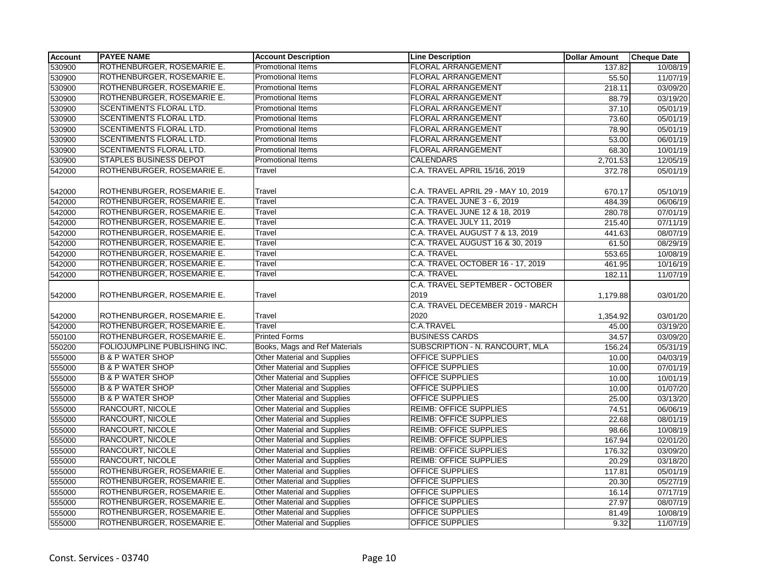| Account | PAYEE NAME | Account Description | Line Description | Dollar Amount | Cheque Date |
|---|---|---|---|---|---|
| 530900 | ROTHENBURGER, ROSEMARIE E. | Promotional Items | FLORAL ARRANGEMENT | 137.82 | 10/08/19 |
| 530900 | ROTHENBURGER, ROSEMARIE E. | Promotional Items | FLORAL ARRANGEMENT | 55.50 | 11/07/19 |
| 530900 | ROTHENBURGER, ROSEMARIE E. | Promotional Items | FLORAL ARRANGEMENT | 218.11 | 03/09/20 |
| 530900 | ROTHENBURGER, ROSEMARIE E. | Promotional Items | FLORAL ARRANGEMENT | 88.79 | 03/19/20 |
| 530900 | SCENTIMENTS FLORAL LTD. | Promotional Items | FLORAL ARRANGEMENT | 37.10 | 05/01/19 |
| 530900 | SCENTIMENTS FLORAL LTD. | Promotional Items | FLORAL ARRANGEMENT | 73.60 | 05/01/19 |
| 530900 | SCENTIMENTS FLORAL LTD. | Promotional Items | FLORAL ARRANGEMENT | 78.90 | 05/01/19 |
| 530900 | SCENTIMENTS FLORAL LTD. | Promotional Items | FLORAL ARRANGEMENT | 53.00 | 06/01/19 |
| 530900 | SCENTIMENTS FLORAL LTD. | Promotional Items | FLORAL ARRANGEMENT | 68.30 | 10/01/19 |
| 530900 | STAPLES BUSINESS DEPOT | Promotional Items | CALENDARS | 2,701.53 | 12/05/19 |
| 542000 | ROTHENBURGER, ROSEMARIE E. | Travel | C.A. TRAVEL APRIL 15/16, 2019 | 372.78 | 05/01/19 |
| 542000 | ROTHENBURGER, ROSEMARIE E. | Travel | C.A. TRAVEL APRIL 29 - MAY 10, 2019 | 670.17 | 05/10/19 |
| 542000 | ROTHENBURGER, ROSEMARIE E. | Travel | C.A. TRAVEL JUNE 3 - 6, 2019 | 484.39 | 06/06/19 |
| 542000 | ROTHENBURGER, ROSEMARIE E. | Travel | C.A. TRAVEL JUNE 12 & 18, 2019 | 280.78 | 07/01/19 |
| 542000 | ROTHENBURGER, ROSEMARIE E. | Travel | C.A. TRAVEL JULY 11, 2019 | 215.40 | 07/11/19 |
| 542000 | ROTHENBURGER, ROSEMARIE E. | Travel | C.A. TRAVEL AUGUST 7 & 13, 2019 | 441.63 | 08/07/19 |
| 542000 | ROTHENBURGER, ROSEMARIE E. | Travel | C.A. TRAVEL AUGUST 16 & 30, 2019 | 61.50 | 08/29/19 |
| 542000 | ROTHENBURGER, ROSEMARIE E. | Travel | C.A. TRAVEL | 553.65 | 10/08/19 |
| 542000 | ROTHENBURGER, ROSEMARIE E. | Travel | C.A. TRAVEL OCTOBER 16 - 17, 2019 | 461.95 | 10/16/19 |
| 542000 | ROTHENBURGER, ROSEMARIE E. | Travel | C.A. TRAVEL | 182.11 | 11/07/19 |
| 542000 | ROTHENBURGER, ROSEMARIE E. | Travel | C.A. TRAVEL SEPTEMBER - OCTOBER 2019 | 1,179.88 | 03/01/20 |
| 542000 | ROTHENBURGER, ROSEMARIE E. | Travel | C.A. TRAVEL DECEMBER 2019 - MARCH 2020 | 1,354.92 | 03/01/20 |
| 542000 | ROTHENBURGER, ROSEMARIE E. | Travel | C.A.TRAVEL | 45.00 | 03/19/20 |
| 550100 | ROTHENBURGER, ROSEMARIE E. | Printed Forms | BUSINESS CARDS | 34.57 | 03/09/20 |
| 550200 | FOLIOJUMPLINE PUBLISHING INC. | Books, Mags and Ref Materials | SUBSCRIPTION - N. RANCOURT, MLA | 156.24 | 05/31/19 |
| 555000 | B & P WATER SHOP | Other Material and Supplies | OFFICE SUPPLIES | 10.00 | 04/03/19 |
| 555000 | B & P WATER SHOP | Other Material and Supplies | OFFICE SUPPLIES | 10.00 | 07/01/19 |
| 555000 | B & P WATER SHOP | Other Material and Supplies | OFFICE SUPPLIES | 10.00 | 10/01/19 |
| 555000 | B & P WATER SHOP | Other Material and Supplies | OFFICE SUPPLIES | 10.00 | 01/07/20 |
| 555000 | B & P WATER SHOP | Other Material and Supplies | OFFICE SUPPLIES | 25.00 | 03/13/20 |
| 555000 | RANCOURT, NICOLE | Other Material and Supplies | REIMB: OFFICE SUPPLIES | 74.51 | 06/06/19 |
| 555000 | RANCOURT, NICOLE | Other Material and Supplies | REIMB: OFFICE SUPPLIES | 22.68 | 08/01/19 |
| 555000 | RANCOURT, NICOLE | Other Material and Supplies | REIMB: OFFICE SUPPLIES | 98.66 | 10/08/19 |
| 555000 | RANCOURT, NICOLE | Other Material and Supplies | REIMB: OFFICE SUPPLIES | 167.94 | 02/01/20 |
| 555000 | RANCOURT, NICOLE | Other Material and Supplies | REIMB: OFFICE SUPPLIES | 176.32 | 03/09/20 |
| 555000 | RANCOURT, NICOLE | Other Material and Supplies | REIMB: OFFICE SUPPLIES | 20.29 | 03/18/20 |
| 555000 | ROTHENBURGER, ROSEMARIE E. | Other Material and Supplies | OFFICE SUPPLIES | 117.81 | 05/01/19 |
| 555000 | ROTHENBURGER, ROSEMARIE E. | Other Material and Supplies | OFFICE SUPPLIES | 20.30 | 05/27/19 |
| 555000 | ROTHENBURGER, ROSEMARIE E. | Other Material and Supplies | OFFICE SUPPLIES | 16.14 | 07/17/19 |
| 555000 | ROTHENBURGER, ROSEMARIE E. | Other Material and Supplies | OFFICE SUPPLIES | 27.97 | 08/07/19 |
| 555000 | ROTHENBURGER, ROSEMARIE E. | Other Material and Supplies | OFFICE SUPPLIES | 81.49 | 10/08/19 |
| 555000 | ROTHENBURGER, ROSEMARIE E. | Other Material and Supplies | OFFICE SUPPLIES | 9.32 | 11/07/19 |

Const. Services - 03740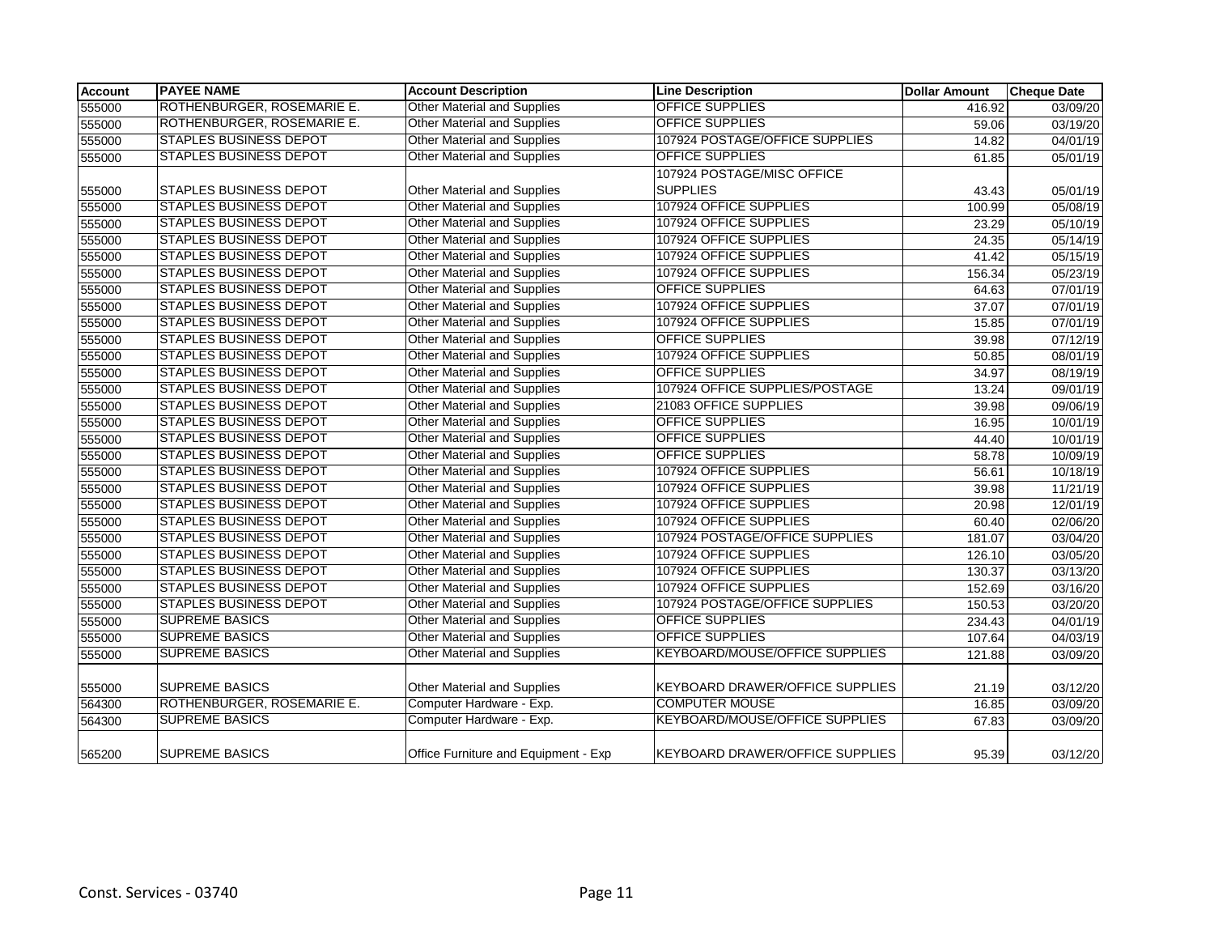| Account | PAYEE NAME | Account Description | Line Description | Dollar Amount | Cheque Date |
|---|---|---|---|---|---|
| 555000 | ROTHENBURGER, ROSEMARIE E. | Other Material and Supplies | OFFICE SUPPLIES | 416.92 | 03/09/20 |
| 555000 | ROTHENBURGER, ROSEMARIE E. | Other Material and Supplies | OFFICE SUPPLIES | 59.06 | 03/19/20 |
| 555000 | STAPLES BUSINESS DEPOT | Other Material and Supplies | 107924 POSTAGE/OFFICE SUPPLIES | 14.82 | 04/01/19 |
| 555000 | STAPLES BUSINESS DEPOT | Other Material and Supplies | OFFICE SUPPLIES | 61.85 | 05/01/19 |
| 555000 | STAPLES BUSINESS DEPOT | Other Material and Supplies | 107924 POSTAGE/MISC OFFICE SUPPLIES | 43.43 | 05/01/19 |
| 555000 | STAPLES BUSINESS DEPOT | Other Material and Supplies | 107924 OFFICE SUPPLIES | 100.99 | 05/08/19 |
| 555000 | STAPLES BUSINESS DEPOT | Other Material and Supplies | 107924 OFFICE SUPPLIES | 23.29 | 05/10/19 |
| 555000 | STAPLES BUSINESS DEPOT | Other Material and Supplies | 107924 OFFICE SUPPLIES | 24.35 | 05/14/19 |
| 555000 | STAPLES BUSINESS DEPOT | Other Material and Supplies | 107924 OFFICE SUPPLIES | 41.42 | 05/15/19 |
| 555000 | STAPLES BUSINESS DEPOT | Other Material and Supplies | 107924 OFFICE SUPPLIES | 156.34 | 05/23/19 |
| 555000 | STAPLES BUSINESS DEPOT | Other Material and Supplies | OFFICE SUPPLIES | 64.63 | 07/01/19 |
| 555000 | STAPLES BUSINESS DEPOT | Other Material and Supplies | 107924 OFFICE SUPPLIES | 37.07 | 07/01/19 |
| 555000 | STAPLES BUSINESS DEPOT | Other Material and Supplies | 107924 OFFICE SUPPLIES | 15.85 | 07/01/19 |
| 555000 | STAPLES BUSINESS DEPOT | Other Material and Supplies | OFFICE SUPPLIES | 39.98 | 07/12/19 |
| 555000 | STAPLES BUSINESS DEPOT | Other Material and Supplies | 107924 OFFICE SUPPLIES | 50.85 | 08/01/19 |
| 555000 | STAPLES BUSINESS DEPOT | Other Material and Supplies | OFFICE SUPPLIES | 34.97 | 08/19/19 |
| 555000 | STAPLES BUSINESS DEPOT | Other Material and Supplies | 107924 OFFICE SUPPLIES/POSTAGE | 13.24 | 09/01/19 |
| 555000 | STAPLES BUSINESS DEPOT | Other Material and Supplies | 21083 OFFICE SUPPLIES | 39.98 | 09/06/19 |
| 555000 | STAPLES BUSINESS DEPOT | Other Material and Supplies | OFFICE SUPPLIES | 16.95 | 10/01/19 |
| 555000 | STAPLES BUSINESS DEPOT | Other Material and Supplies | OFFICE SUPPLIES | 44.40 | 10/01/19 |
| 555000 | STAPLES BUSINESS DEPOT | Other Material and Supplies | OFFICE SUPPLIES | 58.78 | 10/09/19 |
| 555000 | STAPLES BUSINESS DEPOT | Other Material and Supplies | 107924 OFFICE SUPPLIES | 56.61 | 10/18/19 |
| 555000 | STAPLES BUSINESS DEPOT | Other Material and Supplies | 107924 OFFICE SUPPLIES | 39.98 | 11/21/19 |
| 555000 | STAPLES BUSINESS DEPOT | Other Material and Supplies | 107924 OFFICE SUPPLIES | 20.98 | 12/01/19 |
| 555000 | STAPLES BUSINESS DEPOT | Other Material and Supplies | 107924 OFFICE SUPPLIES | 60.40 | 02/06/20 |
| 555000 | STAPLES BUSINESS DEPOT | Other Material and Supplies | 107924 POSTAGE/OFFICE SUPPLIES | 181.07 | 03/04/20 |
| 555000 | STAPLES BUSINESS DEPOT | Other Material and Supplies | 107924 OFFICE SUPPLIES | 126.10 | 03/05/20 |
| 555000 | STAPLES BUSINESS DEPOT | Other Material and Supplies | 107924 OFFICE SUPPLIES | 130.37 | 03/13/20 |
| 555000 | STAPLES BUSINESS DEPOT | Other Material and Supplies | 107924 OFFICE SUPPLIES | 152.69 | 03/16/20 |
| 555000 | STAPLES BUSINESS DEPOT | Other Material and Supplies | 107924 POSTAGE/OFFICE SUPPLIES | 150.53 | 03/20/20 |
| 555000 | SUPREME BASICS | Other Material and Supplies | OFFICE SUPPLIES | 234.43 | 04/01/19 |
| 555000 | SUPREME BASICS | Other Material and Supplies | OFFICE SUPPLIES | 107.64 | 04/03/19 |
| 555000 | SUPREME BASICS | Other Material and Supplies | KEYBOARD/MOUSE/OFFICE SUPPLIES | 121.88 | 03/09/20 |
| 555000 | SUPREME BASICS | Other Material and Supplies | KEYBOARD DRAWER/OFFICE SUPPLIES | 21.19 | 03/12/20 |
| 564300 | ROTHENBURGER, ROSEMARIE E. | Computer Hardware - Exp. | COMPUTER MOUSE | 16.85 | 03/09/20 |
| 564300 | SUPREME BASICS | Computer Hardware - Exp. | KEYBOARD/MOUSE/OFFICE SUPPLIES | 67.83 | 03/09/20 |
| 565200 | SUPREME BASICS | Office Furniture and Equipment - Exp | KEYBOARD DRAWER/OFFICE SUPPLIES | 95.39 | 03/12/20 |

Const. Services - 03740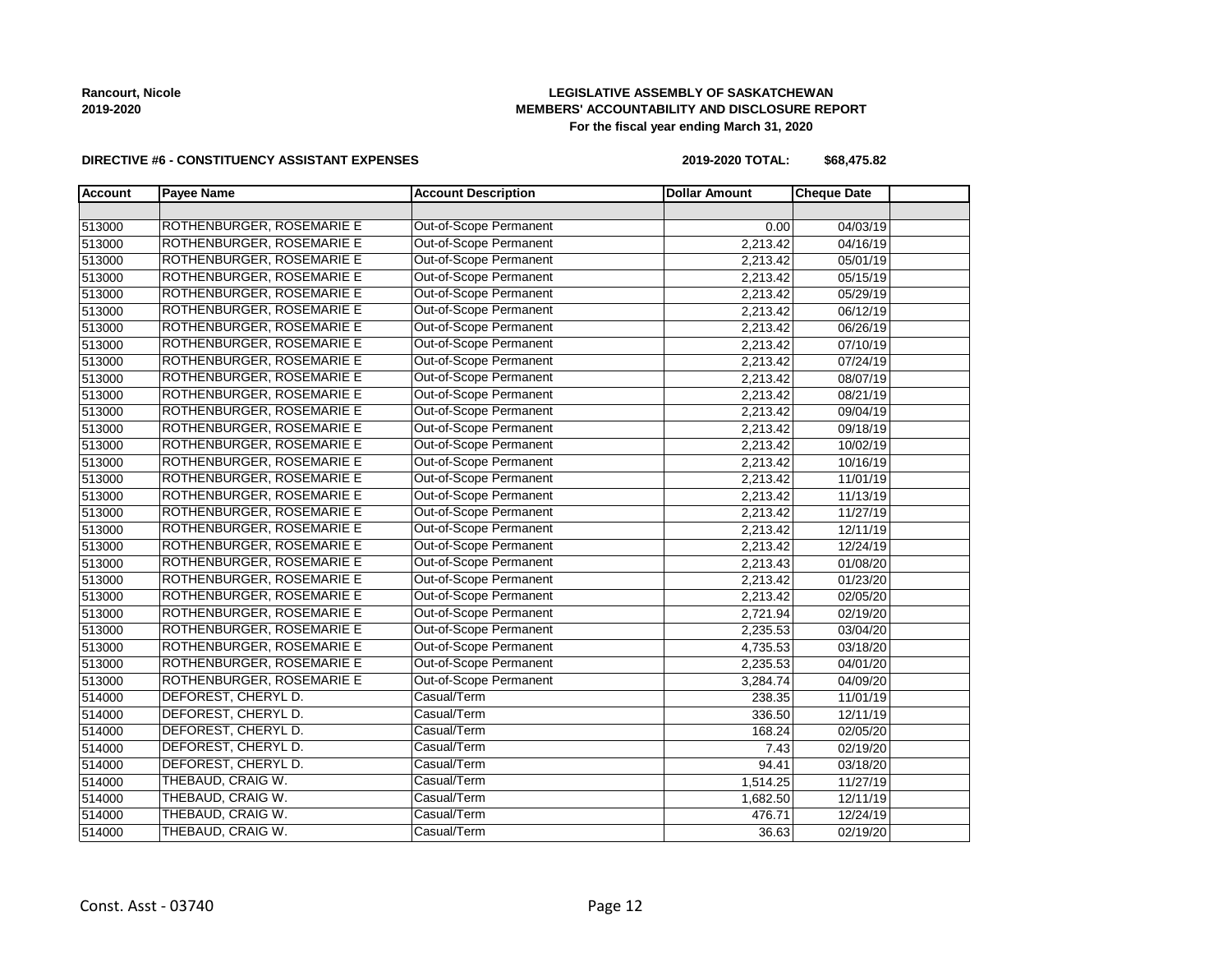**Rancourt, Nicole**
**2019-2020**

**LEGISLATIVE ASSEMBLY OF SASKATCHEWAN**
**MEMBERS' ACCOUNTABILITY AND DISCLOSURE REPORT**
**For the fiscal year ending March 31, 2020**

**DIRECTIVE #6 - CONSTITUENCY ASSISTANT EXPENSES**

**2019-2020 TOTAL: $68,475.82**

| Account | Payee Name | Account Description | Dollar Amount | Cheque Date | |
|---|---|---|---|---|---|
| | | | | | |
| 513000 | ROTHENBURGER, ROSEMARIE E | Out-of-Scope Permanent | 0.00 | 04/03/19 | |
| 513000 | ROTHENBURGER, ROSEMARIE E | Out-of-Scope Permanent | 2,213.42 | 04/16/19 | |
| 513000 | ROTHENBURGER, ROSEMARIE E | Out-of-Scope Permanent | 2,213.42 | 05/01/19 | |
| 513000 | ROTHENBURGER, ROSEMARIE E | Out-of-Scope Permanent | 2,213.42 | 05/15/19 | |
| 513000 | ROTHENBURGER, ROSEMARIE E | Out-of-Scope Permanent | 2,213.42 | 05/29/19 | |
| 513000 | ROTHENBURGER, ROSEMARIE E | Out-of-Scope Permanent | 2,213.42 | 06/12/19 | |
| 513000 | ROTHENBURGER, ROSEMARIE E | Out-of-Scope Permanent | 2,213.42 | 06/26/19 | |
| 513000 | ROTHENBURGER, ROSEMARIE E | Out-of-Scope Permanent | 2,213.42 | 07/10/19 | |
| 513000 | ROTHENBURGER, ROSEMARIE E | Out-of-Scope Permanent | 2,213.42 | 07/24/19 | |
| 513000 | ROTHENBURGER, ROSEMARIE E | Out-of-Scope Permanent | 2,213.42 | 08/07/19 | |
| 513000 | ROTHENBURGER, ROSEMARIE E | Out-of-Scope Permanent | 2,213.42 | 08/21/19 | |
| 513000 | ROTHENBURGER, ROSEMARIE E | Out-of-Scope Permanent | 2,213.42 | 09/04/19 | |
| 513000 | ROTHENBURGER, ROSEMARIE E | Out-of-Scope Permanent | 2,213.42 | 09/18/19 | |
| 513000 | ROTHENBURGER, ROSEMARIE E | Out-of-Scope Permanent | 2,213.42 | 10/02/19 | |
| 513000 | ROTHENBURGER, ROSEMARIE E | Out-of-Scope Permanent | 2,213.42 | 10/16/19 | |
| 513000 | ROTHENBURGER, ROSEMARIE E | Out-of-Scope Permanent | 2,213.42 | 11/01/19 | |
| 513000 | ROTHENBURGER, ROSEMARIE E | Out-of-Scope Permanent | 2,213.42 | 11/13/19 | |
| 513000 | ROTHENBURGER, ROSEMARIE E | Out-of-Scope Permanent | 2,213.42 | 11/27/19 | |
| 513000 | ROTHENBURGER, ROSEMARIE E | Out-of-Scope Permanent | 2,213.42 | 12/11/19 | |
| 513000 | ROTHENBURGER, ROSEMARIE E | Out-of-Scope Permanent | 2,213.42 | 12/24/19 | |
| 513000 | ROTHENBURGER, ROSEMARIE E | Out-of-Scope Permanent | 2,213.43 | 01/08/20 | |
| 513000 | ROTHENBURGER, ROSEMARIE E | Out-of-Scope Permanent | 2,213.42 | 01/23/20 | |
| 513000 | ROTHENBURGER, ROSEMARIE E | Out-of-Scope Permanent | 2,213.42 | 02/05/20 | |
| 513000 | ROTHENBURGER, ROSEMARIE E | Out-of-Scope Permanent | 2,721.94 | 02/19/20 | |
| 513000 | ROTHENBURGER, ROSEMARIE E | Out-of-Scope Permanent | 2,235.53 | 03/04/20 | |
| 513000 | ROTHENBURGER, ROSEMARIE E | Out-of-Scope Permanent | 4,735.53 | 03/18/20 | |
| 513000 | ROTHENBURGER, ROSEMARIE E | Out-of-Scope Permanent | 2,235.53 | 04/01/20 | |
| 513000 | ROTHENBURGER, ROSEMARIE E | Out-of-Scope Permanent | 3,284.74 | 04/09/20 | |
| 514000 | DEFOREST, CHERYL D. | Casual/Term | 238.35 | 11/01/19 | |
| 514000 | DEFOREST, CHERYL D. | Casual/Term | 336.50 | 12/11/19 | |
| 514000 | DEFOREST, CHERYL D. | Casual/Term | 168.24 | 02/05/20 | |
| 514000 | DEFOREST, CHERYL D. | Casual/Term | 7.43 | 02/19/20 | |
| 514000 | DEFOREST, CHERYL D. | Casual/Term | 94.41 | 03/18/20 | |
| 514000 | THEBAUD, CRAIG W. | Casual/Term | 1,514.25 | 11/27/19 | |
| 514000 | THEBAUD, CRAIG W. | Casual/Term | 1,682.50 | 12/11/19 | |
| 514000 | THEBAUD, CRAIG W. | Casual/Term | 476.71 | 12/24/19 | |
| 514000 | THEBAUD, CRAIG W. | Casual/Term | 36.63 | 02/19/20 | |

Const. Asst - 03740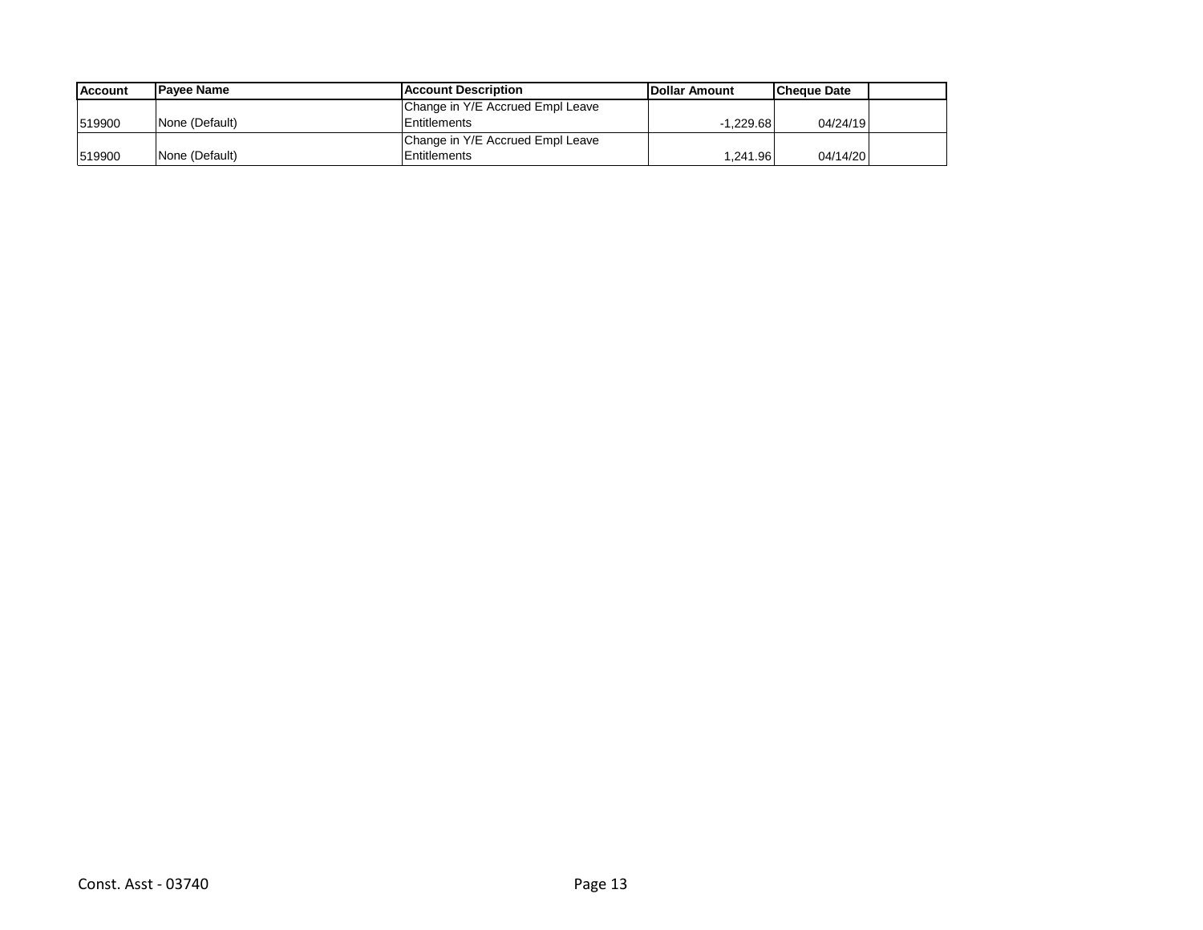| Account | Payee Name | Account Description | Dollar Amount | Cheque Date | |
|---|---|---|---|---|---|
| 519900 | None (Default) | Change in Y/E Accrued Empl Leave Entitlements | -1,229.68 | 04/24/19 | |
| 519900 | None (Default) | Change in Y/E Accrued Empl Leave Entitlements | 1,241.96 | 04/14/20 | |

Const. Asst - 03740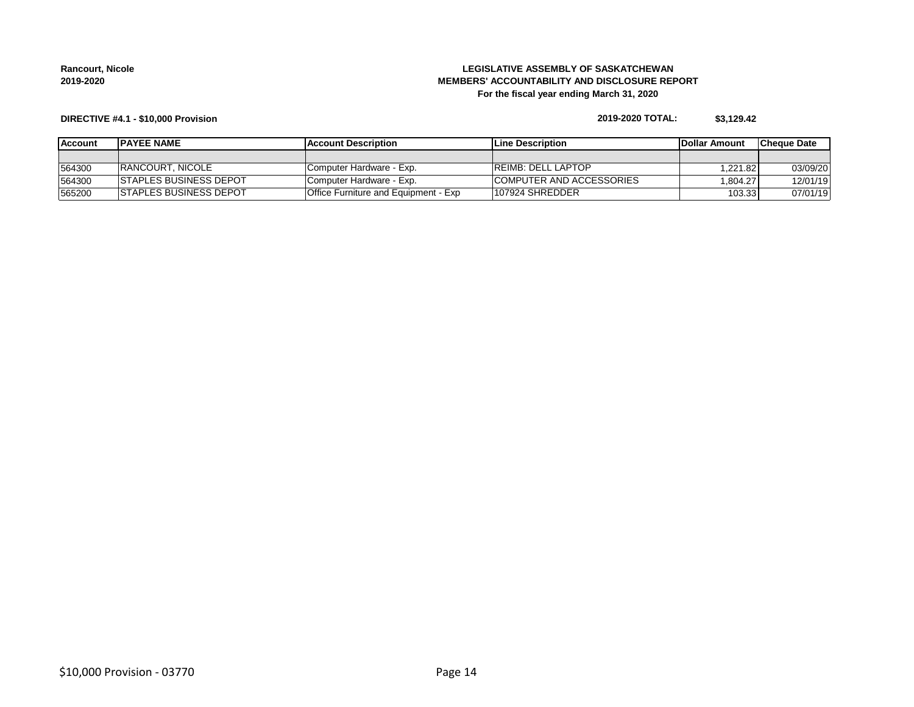**Rancourt, Nicole**
**2019-2020**

**LEGISLATIVE ASSEMBLY OF SASKATCHEWAN**
**MEMBERS' ACCOUNTABILITY AND DISCLOSURE REPORT**
**For the fiscal year ending March 31, 2020**

**DIRECTIVE #4.1 - $10,000 Provision**

**2019-2020 TOTAL: $3,129.42**

| Account | PAYEE NAME | Account Description | Line Description | Dollar Amount | Cheque Date |
|---|---|---|---|---|---|
| | | | | | |
| 564300 | RANCOURT, NICOLE | Computer Hardware - Exp. | REIMB: DELL LAPTOP | 1,221.82 | 03/09/20 |
| 564300 | STAPLES BUSINESS DEPOT | Computer Hardware - Exp. | COMPUTER AND ACCESSORIES | 1,804.27 | 12/01/19 |
| 565200 | STAPLES BUSINESS DEPOT | Office Furniture and Equipment - Exp | 107924 SHREDDER | 103.33 | 07/01/19 |

$10,000 Provision - 03770